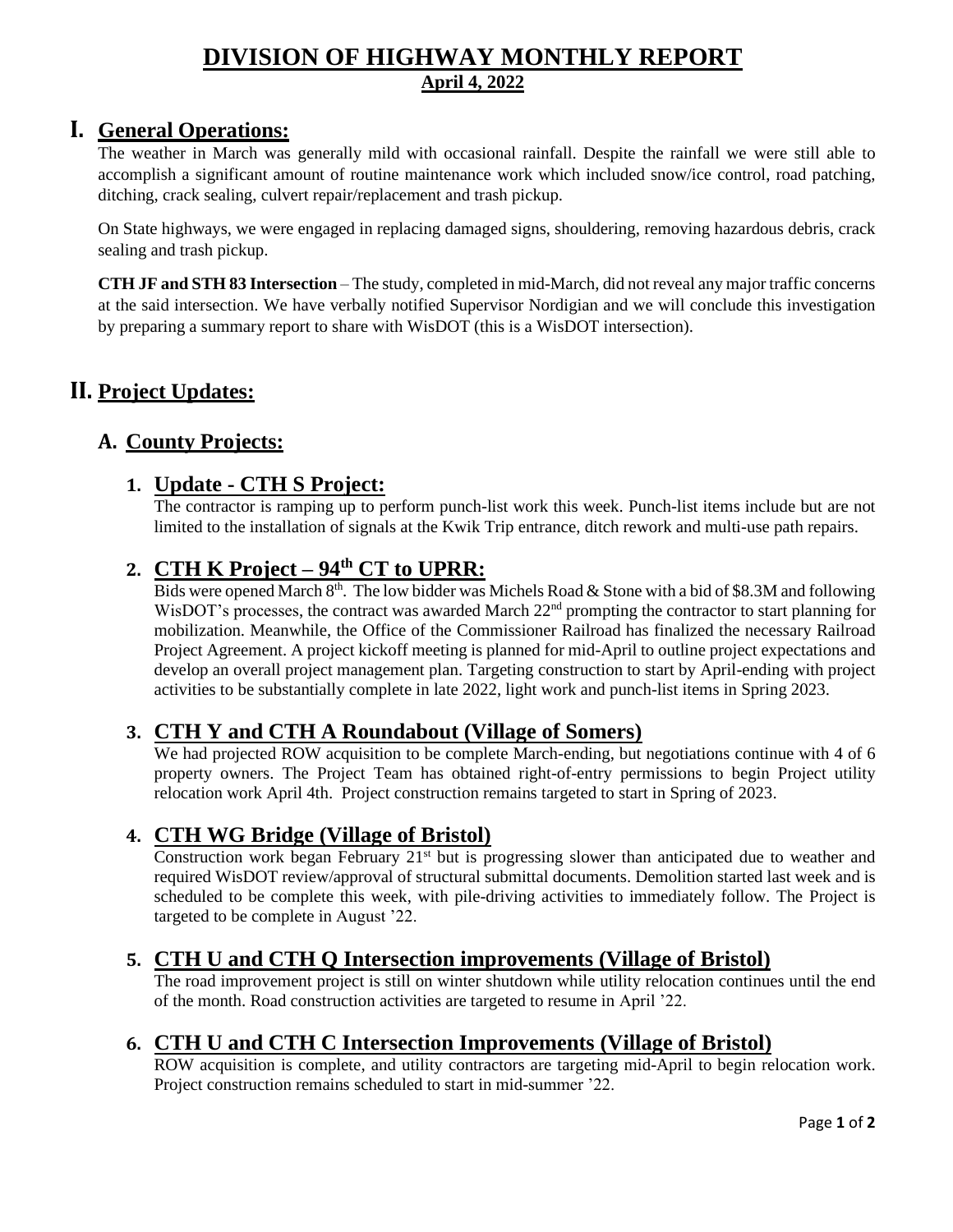# DIVISION OF HIGHWAY MONTHLY REPORT

**April 4, 2022**

## I. General Operations:

The weather in March was generally mild with occasional rainfall. Despite the rainfall we were still able to accomplish a significant amount of routine maintenance work which included snow/ice control, road patching, ditching, crack sealing, culvert repair/replacement and trash pickup.

On State highways, we were engaged in replacing damaged signs, shouldering, removing hazardous debris, crack sealing and trash pickup.

**CTH JF and STH 83 Intersection** – The study, completed in mid-March, did not reveal any major traffic concerns at the said intersection. We have verbally notified Supervisor Nordigian and we will conclude this investigation by preparing a summary report to share with WisDOT (this is a WisDOT intersection).

## II. Project Updates:

### A. County Projects:

#### 1. Update - CTH S Project:

The contractor is ramping up to perform punch-list work this week. Punch-list items include but are not limited to the installation of signals at the Kwik Trip entrance, ditch rework and multi-use path repairs.

#### 2. CTH K Project – 94th CT to UPRR:

Bids were opened March 8th. The low bidder was Michels Road & Stone with a bid of $8.3M and following WisDOT's processes, the contract was awarded March 22nd prompting the contractor to start planning for mobilization. Meanwhile, the Office of the Commissioner Railroad has finalized the necessary Railroad Project Agreement. A project kickoff meeting is planned for mid-April to outline project expectations and develop an overall project management plan. Targeting construction to start by April-ending with project activities to be substantially complete in late 2022, light work and punch-list items in Spring 2023.

#### 3. CTH Y and CTH A Roundabout (Village of Somers)

We had projected ROW acquisition to be complete March-ending, but negotiations continue with 4 of 6 property owners. The Project Team has obtained right-of-entry permissions to begin Project utility relocation work April 4th. Project construction remains targeted to start in Spring of 2023.

#### 4. CTH WG Bridge (Village of Bristol)

Construction work began February 21st but is progressing slower than anticipated due to weather and required WisDOT review/approval of structural submittal documents. Demolition started last week and is scheduled to be complete this week, with pile-driving activities to immediately follow. The Project is targeted to be complete in August '22.

#### 5. CTH U and CTH Q Intersection improvements (Village of Bristol)

The road improvement project is still on winter shutdown while utility relocation continues until the end of the month. Road construction activities are targeted to resume in April '22.

#### 6. CTH U and CTH C Intersection Improvements (Village of Bristol)

ROW acquisition is complete, and utility contractors are targeting mid-April to begin relocation work. Project construction remains scheduled to start in mid-summer '22.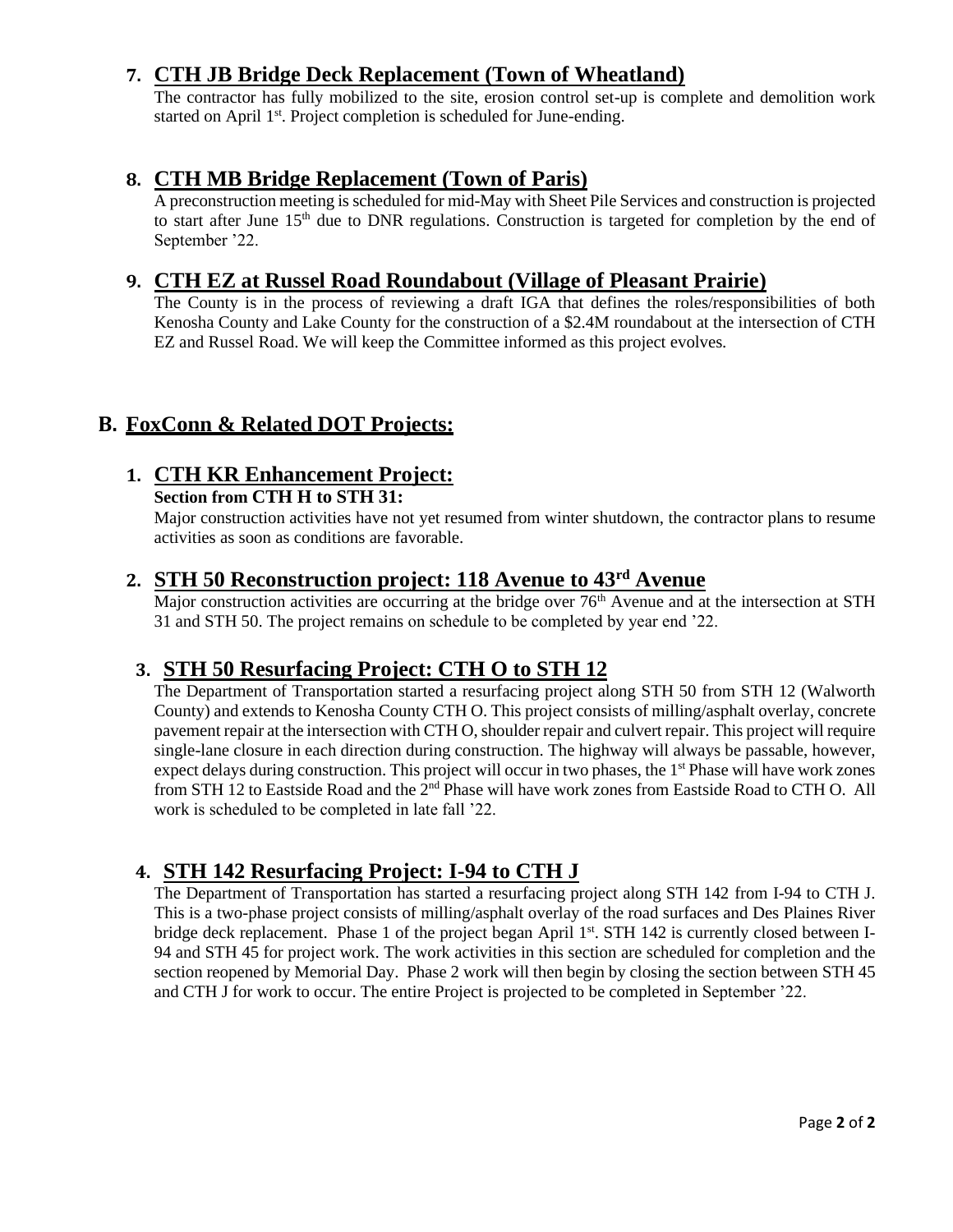### 7. CTH JB Bridge Deck Replacement (Town of Wheatland)

The contractor has fully mobilized to the site, erosion control set-up is complete and demolition work started on April 1st. Project completion is scheduled for June-ending.

### 8. CTH MB Bridge Replacement (Town of Paris)

A preconstruction meeting is scheduled for mid-May with Sheet Pile Services and construction is projected to start after June 15th due to DNR regulations. Construction is targeted for completion by the end of September '22.

### 9. CTH EZ at Russel Road Roundabout (Village of Pleasant Prairie)

The County is in the process of reviewing a draft IGA that defines the roles/responsibilities of both Kenosha County and Lake County for the construction of a $2.4M roundabout at the intersection of CTH EZ and Russel Road. We will keep the Committee informed as this project evolves.

## B. FoxConn & Related DOT Projects:

### 1. CTH KR Enhancement Project:

**Section from CTH H to STH 31:**

Major construction activities have not yet resumed from winter shutdown, the contractor plans to resume activities as soon as conditions are favorable.

### 2. STH 50 Reconstruction project: 118 Avenue to 43rd Avenue

Major construction activities are occurring at the bridge over 76th Avenue and at the intersection at STH 31 and STH 50. The project remains on schedule to be completed by year end '22.

### 3. STH 50 Resurfacing Project: CTH O to STH 12

The Department of Transportation started a resurfacing project along STH 50 from STH 12 (Walworth County) and extends to Kenosha County CTH O. This project consists of milling/asphalt overlay, concrete pavement repair at the intersection with CTH O, shoulder repair and culvert repair. This project will require single-lane closure in each direction during construction. The highway will always be passable, however, expect delays during construction. This project will occur in two phases, the 1st Phase will have work zones from STH 12 to Eastside Road and the 2nd Phase will have work zones from Eastside Road to CTH O. All work is scheduled to be completed in late fall '22.

### 4. STH 142 Resurfacing Project: I-94 to CTH J

The Department of Transportation has started a resurfacing project along STH 142 from I-94 to CTH J. This is a two-phase project consists of milling/asphalt overlay of the road surfaces and Des Plaines River bridge deck replacement. Phase 1 of the project began April 1st. STH 142 is currently closed between I-94 and STH 45 for project work. The work activities in this section are scheduled for completion and the section reopened by Memorial Day. Phase 2 work will then begin by closing the section between STH 45 and CTH J for work to occur. The entire Project is projected to be completed in September '22.